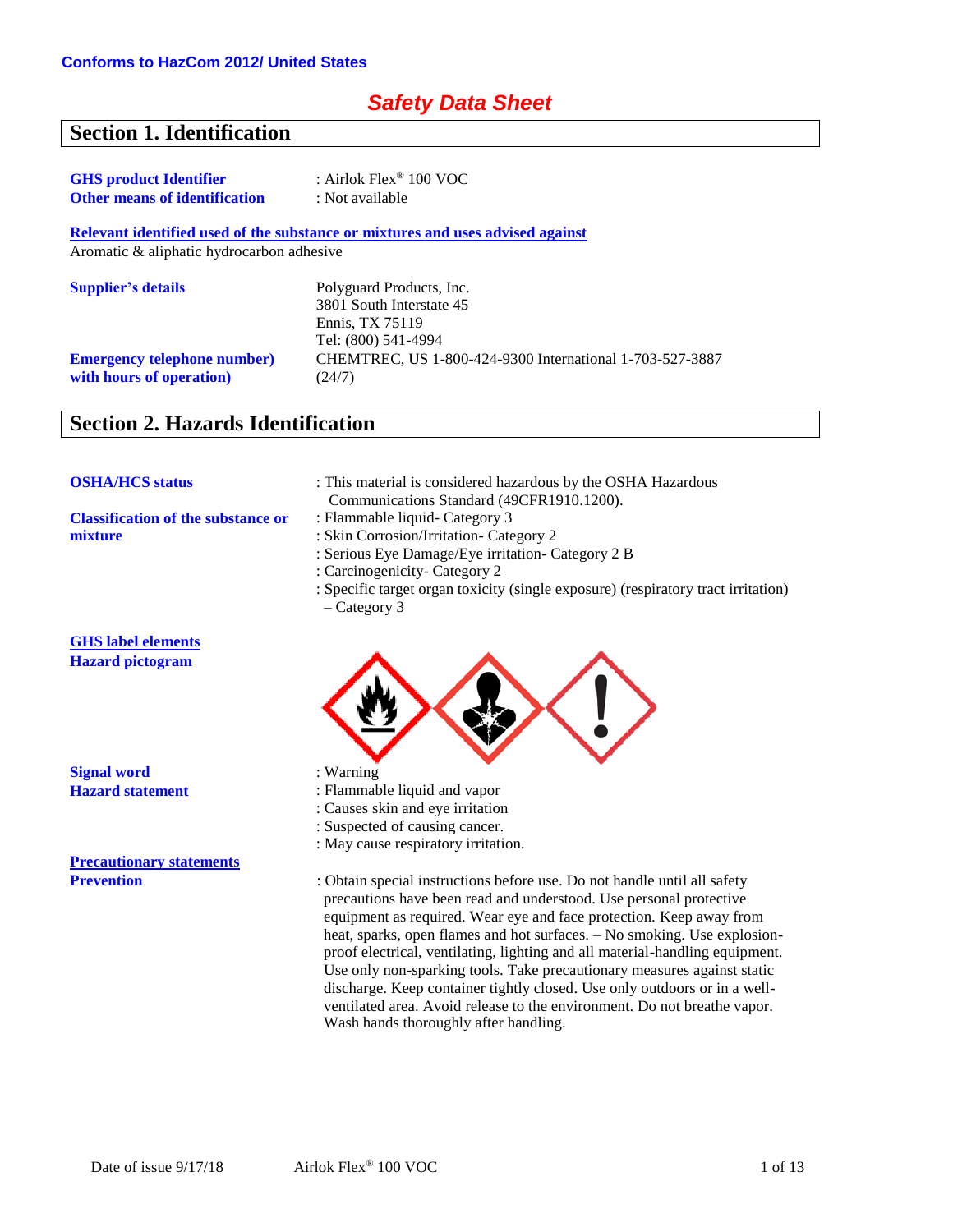**Conforms to HazCom 2012/ United States**

# *Safety Data Sheet*

## Section 1. Identification

**GHS product Identifier** : Airlok Flex® 100 VOC

**Other means of identification** : Not available

**Relevant identified used of the substance or mixtures and uses advised against**

Aromatic & aliphatic hydrocarbon adhesive

**Supplier's details**

Polyguard Products, Inc.
3801 South Interstate 45
Ennis, TX 75119
Tel: (800) 541-4994

**Emergency telephone number) with hours of operation)** CHEMTREC, US 1-800-424-9300 International 1-703-527-3887 (24/7)

## Section 2. Hazards Identification

**OSHA/HCS status** : This material is considered hazardous by the OSHA Hazardous Communications Standard (49CFR1910.1200).

**Classification of the substance or mixture**

: Flammable liquid- Category 3
: Skin Corrosion/Irritation- Category 2
: Serious Eye Damage/Eye irritation- Category 2 B
: Carcinogenicity- Category 2
: Specific target organ toxicity (single exposure) (respiratory tract irritation) – Category 3

**GHS label elements**

**Hazard pictogram**

**Signal word** : Warning

**Hazard statement**

: Flammable liquid and vapor
: Causes skin and eye irritation
: Suspected of causing cancer.
: May cause respiratory irritation.

**Precautionary statements**

**Prevention**

: Obtain special instructions before use. Do not handle until all safety precautions have been read and understood. Use personal protective equipment as required. Wear eye and face protection. Keep away from heat, sparks, open flames and hot surfaces. – No smoking. Use explosion-proof electrical, ventilating, lighting and all material-handling equipment. Use only non-sparking tools. Take precautionary measures against static discharge. Keep container tightly closed. Use only outdoors or in a well-ventilated area. Avoid release to the environment. Do not breathe vapor. Wash hands thoroughly after handling.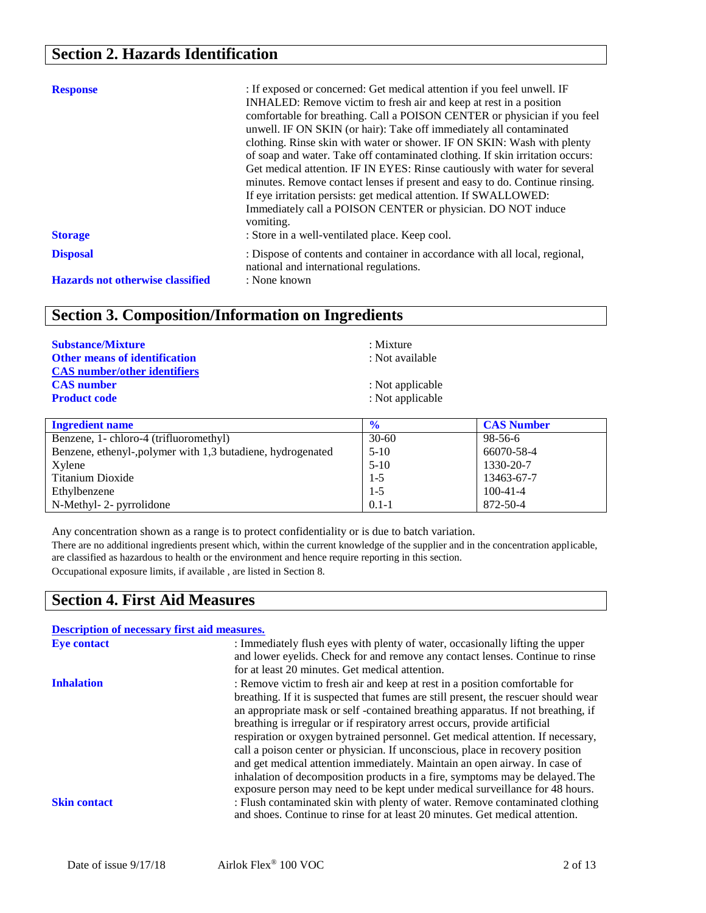## Section 2. Hazards Identification

**Response** : If exposed or concerned: Get medical attention if you feel unwell. IF INHALED: Remove victim to fresh air and keep at rest in a position comfortable for breathing. Call a POISON CENTER or physician if you feel unwell. IF ON SKIN (or hair): Take off immediately all contaminated clothing. Rinse skin with water or shower. IF ON SKIN: Wash with plenty of soap and water. Take off contaminated clothing. If skin irritation occurs: Get medical attention. IF IN EYES: Rinse cautiously with water for several minutes. Remove contact lenses if present and easy to do. Continue rinsing. If eye irritation persists: get medical attention. If SWALLOWED: Immediately call a POISON CENTER or physician. DO NOT induce vomiting.

**Storage** : Store in a well-ventilated place. Keep cool.

**Disposal** : Dispose of contents and container in accordance with all local, regional, national and international regulations.

**Hazards not otherwise classified** : None known

## Section 3. Composition/Information on Ingredients

**Substance/Mixture** : Mixture

**Other means of identification** : Not available

**CAS number/other identifiers**

**CAS number** : Not applicable

**Product code** : Not applicable

| Ingredient name | % | CAS Number |
|---|---|---|
| Benzene, 1- chloro-4 (trifluoromethyl) | 30-60 | 98-56-6 |
| Benzene, ethenyl-,polymer with 1,3 butadiene, hydrogenated | 5-10 | 66070-58-4 |
| Xylene | 5-10 | 1330-20-7 |
| Titanium Dioxide | 1-5 | 13463-67-7 |
| Ethylbenzene | 1-5 | 100-41-4 |
| N-Methyl- 2- pyrrolidone | 0.1-1 | 872-50-4 |

Any concentration shown as a range is to protect confidentiality or is due to batch variation.

There are no additional ingredients present which, within the current knowledge of the supplier and in the concentration applicable, are classified as hazardous to health or the environment and hence require reporting in this section.

Occupational exposure limits, if available , are listed in Section 8.

## Section 4. First Aid Measures

**Description of necessary first aid measures.**

**Eye contact** : Immediately flush eyes with plenty of water, occasionally lifting the upper and lower eyelids. Check for and remove any contact lenses. Continue to rinse for at least 20 minutes. Get medical attention.

**Inhalation** : Remove victim to fresh air and keep at rest in a position comfortable for breathing. If it is suspected that fumes are still present, the rescuer should wear an appropriate mask or self -contained breathing apparatus. If not breathing, if breathing is irregular or if respiratory arrest occurs, provide artificial respiration or oxygen bytrained personnel. Get medical attention. If necessary, call a poison center or physician. If unconscious, place in recovery position and get medical attention immediately. Maintain an open airway. In case of inhalation of decomposition products in a fire, symptoms may be delayed. The exposure person may need to be kept under medical surveillance for 48 hours.

**Skin contact** : Flush contaminated skin with plenty of water. Remove contaminated clothing and shoes. Continue to rinse for at least 20 minutes. Get medical attention.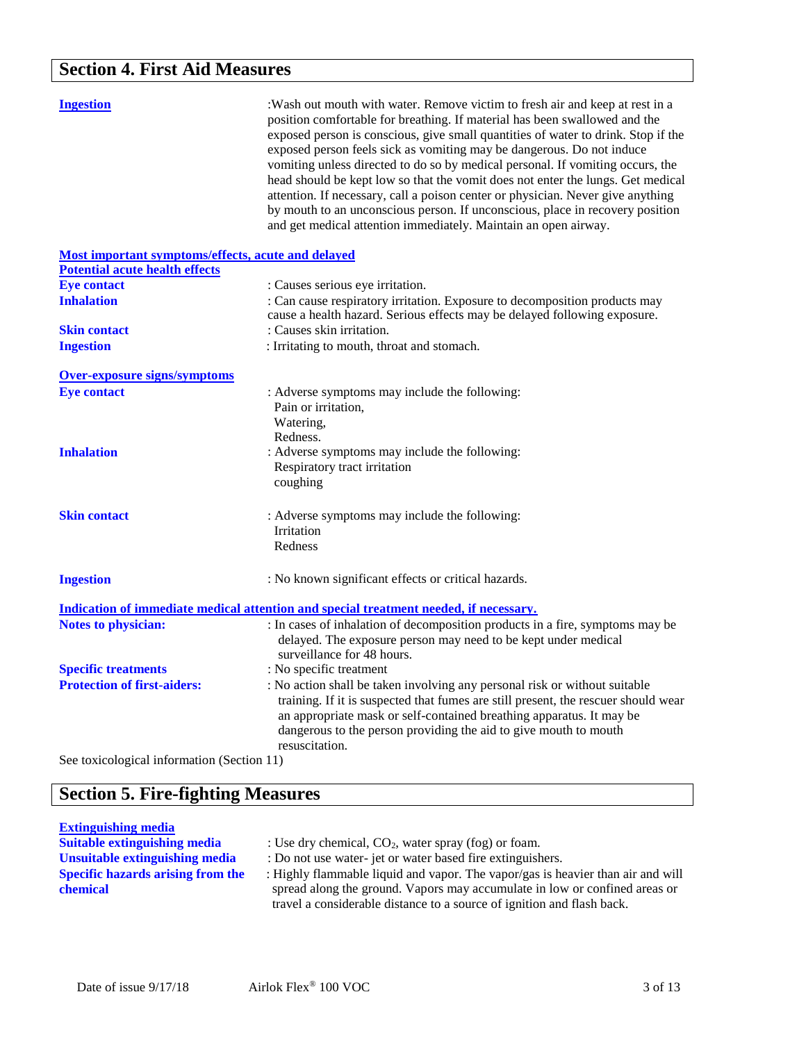## Section 4. First Aid Measures

**Ingestion** :Wash out mouth with water. Remove victim to fresh air and keep at rest in a position comfortable for breathing. If material has been swallowed and the exposed person is conscious, give small quantities of water to drink. Stop if the exposed person feels sick as vomiting may be dangerous. Do not induce vomiting unless directed to do so by medical personal. If vomiting occurs, the head should be kept low so that the vomit does not enter the lungs. Get medical attention. If necessary, call a poison center or physician. Never give anything by mouth to an unconscious person. If unconscious, place in recovery position and get medical attention immediately. Maintain an open airway.

**Most important symptoms/effects, acute and delayed**

**Potential acute health effects**

**Eye contact** : Causes serious eye irritation.

**Inhalation** : Can cause respiratory irritation. Exposure to decomposition products may cause a health hazard. Serious effects may be delayed following exposure.

**Skin contact** : Causes skin irritation.

**Ingestion** : Irritating to mouth, throat and stomach.

**Over-exposure signs/symptoms**

**Eye contact** : Adverse symptoms may include the following:
Pain or irritation,
Watering,
Redness.

**Inhalation** : Adverse symptoms may include the following:
Respiratory tract irritation
coughing

**Skin contact** : Adverse symptoms may include the following:
Irritation
Redness

**Ingestion** : No known significant effects or critical hazards.

**Indication of immediate medical attention and special treatment needed, if necessary.**

**Notes to physician:** : In cases of inhalation of decomposition products in a fire, symptoms may be delayed. The exposure person may need to be kept under medical surveillance for 48 hours.

**Specific treatments** : No specific treatment

**Protection of first-aiders:** : No action shall be taken involving any personal risk or without suitable training. If it is suspected that fumes are still present, the rescuer should wear an appropriate mask or self-contained breathing apparatus. It may be dangerous to the person providing the aid to give mouth to mouth resuscitation.

See toxicological information (Section 11)

## Section 5. Fire-fighting Measures

**Extinguishing media**

**Suitable extinguishing media** : Use dry chemical, $CO_2$, water spray (fog) or foam.

**Unsuitable extinguishing media** : Do not use water- jet or water based fire extinguishers.

**Specific hazards arising from the chemical** : Highly flammable liquid and vapor. The vapor/gas is heavier than air and will spread along the ground. Vapors may accumulate in low or confined areas or travel a considerable distance to a source of ignition and flash back.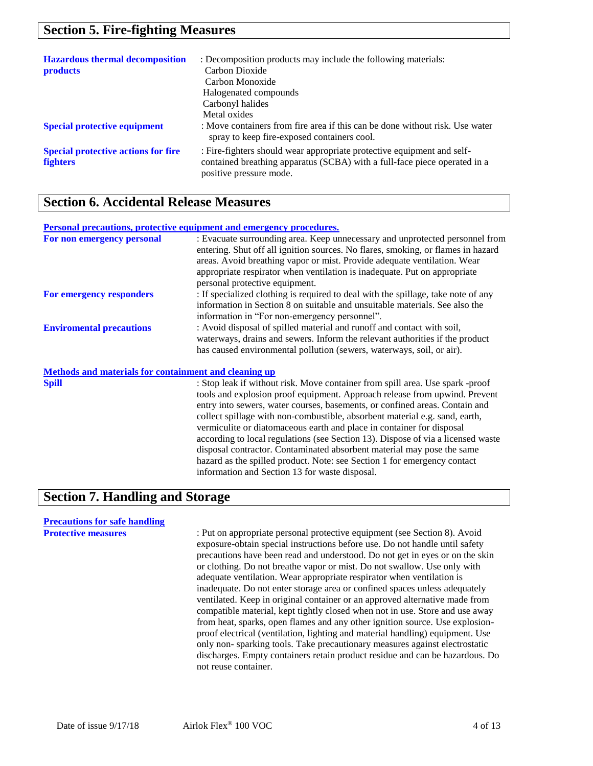## Section 5. Fire-fighting Measures

**Hazardous thermal decomposition products** : Decomposition products may include the following materials:
Carbon Dioxide
Carbon Monoxide
Halogenated compounds
Carbonyl halides
Metal oxides

**Special protective equipment** : Move containers from fire area if this can be done without risk. Use water spray to keep fire-exposed containers cool.

**Special protective actions for fire fighters** : Fire-fighters should wear appropriate protective equipment and self-contained breathing apparatus (SCBA) with a full-face piece operated in a positive pressure mode.

## Section 6. Accidental Release Measures

**Personal precautions, protective equipment and emergency procedures.**

**For non emergency personal** : Evacuate surrounding area. Keep unnecessary and unprotected personnel from entering. Shut off all ignition sources. No flares, smoking, or flames in hazard areas. Avoid breathing vapor or mist. Provide adequate ventilation. Wear appropriate respirator when ventilation is inadequate. Put on appropriate personal protective equipment.

**For emergency responders** : If specialized clothing is required to deal with the spillage, take note of any information in Section 8 on suitable and unsuitable materials. See also the information in "For non-emergency personnel".

**Enviromental precautions** : Avoid disposal of spilled material and runoff and contact with soil, waterways, drains and sewers. Inform the relevant authorities if the product has caused environmental pollution (sewers, waterways, soil, or air).

**Methods and materials for containment and cleaning up**

**Spill** : Stop leak if without risk. Move container from spill area. Use spark -proof tools and explosion proof equipment. Approach release from upwind. Prevent entry into sewers, water courses, basements, or confined areas. Contain and collect spillage with non-combustible, absorbent material e.g. sand, earth, vermiculite or diatomaceous earth and place in container for disposal according to local regulations (see Section 13). Dispose of via a licensed waste disposal contractor. Contaminated absorbent material may pose the same hazard as the spilled product. Note: see Section 1 for emergency contact information and Section 13 for waste disposal.

## Section 7. Handling and Storage

**Precautions for safe handling**

**Protective measures** : Put on appropriate personal protective equipment (see Section 8). Avoid exposure-obtain special instructions before use. Do not handle until safety precautions have been read and understood. Do not get in eyes or on the skin or clothing. Do not breathe vapor or mist. Do not swallow. Use only with adequate ventilation. Wear appropriate respirator when ventilation is inadequate. Do not enter storage area or confined spaces unless adequately ventilated. Keep in original container or an approved alternative made from compatible material, kept tightly closed when not in use. Store and use away from heat, sparks, open flames and any other ignition source. Use explosion-proof electrical (ventilation, lighting and material handling) equipment. Use only non- sparking tools. Take precautionary measures against electrostatic discharges. Empty containers retain product residue and can be hazardous. Do not reuse container.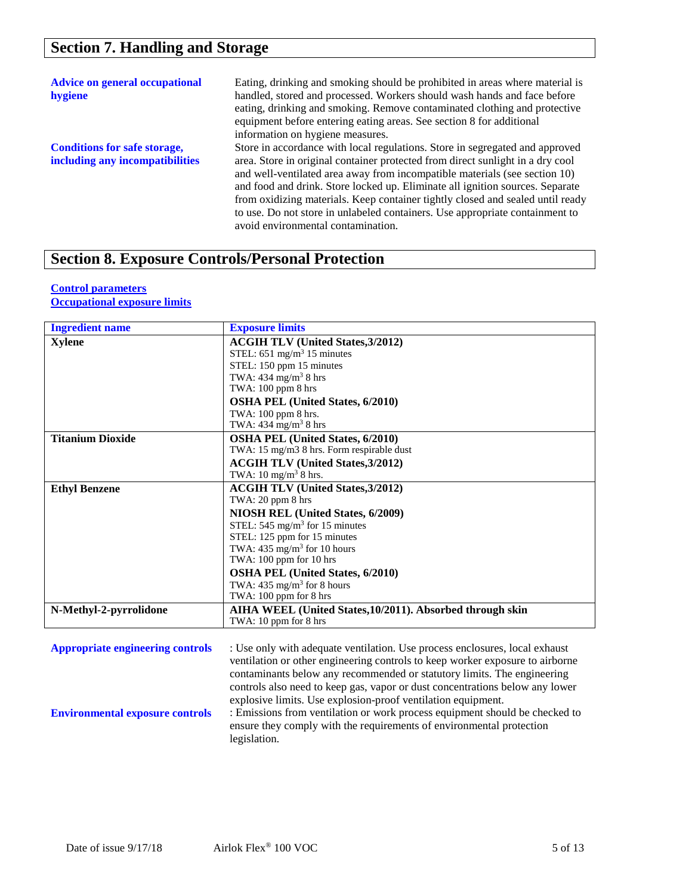## Section 7. Handling and Storage

**Advice on general occupational hygiene**

Eating, drinking and smoking should be prohibited in areas where material is handled, stored and processed. Workers should wash hands and face before eating, drinking and smoking. Remove contaminated clothing and protective equipment before entering eating areas. See section 8 for additional information on hygiene measures.

**Conditions for safe storage, including any incompatibilities**

Store in accordance with local regulations. Store in segregated and approved area. Store in original container protected from direct sunlight in a dry cool and well-ventilated area away from incompatible materials (see section 10) and food and drink. Store locked up. Eliminate all ignition sources. Separate from oxidizing materials. Keep container tightly closed and sealed until ready to use. Do not store in unlabeled containers. Use appropriate containment to avoid environmental contamination.

## Section 8. Exposure Controls/Personal Protection

**Control parameters**

**Occupational exposure limits**

| Ingredient name | Exposure limits |
|---|---|
| **Xylene** | **ACGIH TLV (United States,3/2012)**<br>STEL: 651 $mg/m^3$ 15 minutes<br>STEL: 150 ppm 15 minutes<br>TWA: 434 $mg/m^3$ 8 hrs<br>TWA: 100 ppm 8 hrs<br>**OSHA PEL (United States, 6/2010)**<br>TWA: 100 ppm 8 hrs.<br>TWA: 434 $mg/m^3$ 8 hrs |
| **Titanium Dioxide** | **OSHA PEL (United States, 6/2010)**<br>TWA: 15 mg/m3 8 hrs. Form respirable dust<br>**ACGIH TLV (United States,3/2012)**<br>TWA: 10 $mg/m^3$ 8 hrs. |
| **Ethyl Benzene** | **ACGIH TLV (United States,3/2012)**<br>TWA: 20 ppm 8 hrs<br>**NIOSH REL (United States, 6/2009)**<br>STEL: 545 $mg/m^3$ for 15 minutes<br>STEL: 125 ppm for 15 minutes<br>TWA: 435 $mg/m^3$ for 10 hours<br>TWA: 100 ppm for 10 hrs<br>**OSHA PEL (United States, 6/2010)**<br>TWA: 435 $mg/m^3$ for 8 hours<br>TWA: 100 ppm for 8 hrs |
| **N-Methyl-2-pyrrolidone** | **AIHA WEEL (United States,10/2011). Absorbed through skin**<br>TWA: 10 ppm for 8 hrs |

**Appropriate engineering controls**

: Use only with adequate ventilation. Use process enclosures, local exhaust ventilation or other engineering controls to keep worker exposure to airborne contaminants below any recommended or statutory limits. The engineering controls also need to keep gas, vapor or dust concentrations below any lower explosive limits. Use explosion-proof ventilation equipment.

**Environmental exposure controls**

: Emissions from ventilation or work process equipment should be checked to ensure they comply with the requirements of environmental protection legislation.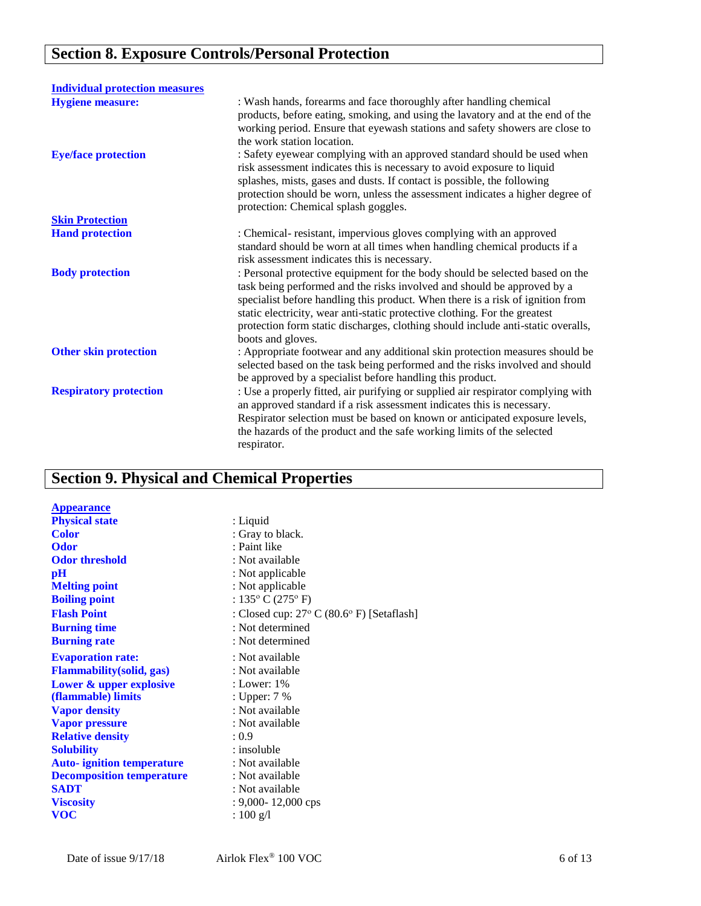## Section 8. Exposure Controls/Personal Protection

**Individual protection measures**

| | |
|---|---|
| **Hygiene measure:** | : Wash hands, forearms and face thoroughly after handling chemical products, before eating, smoking, and using the lavatory and at the end of the working period. Ensure that eyewash stations and safety showers are close to the work station location. |
| **Eye/face protection** | : Safety eyewear complying with an approved standard should be used when risk assessment indicates this is necessary to avoid exposure to liquid splashes, mists, gases and dusts. If contact is possible, the following protection should be worn, unless the assessment indicates a higher degree of protection: Chemical splash goggles. |

**Skin Protection**

| | |
|---|---|
| **Hand protection** | : Chemical- resistant, impervious gloves complying with an approved standard should be worn at all times when handling chemical products if a risk assessment indicates this is necessary. |
| **Body protection** | : Personal protective equipment for the body should be selected based on the task being performed and the risks involved and should be approved by a specialist before handling this product. When there is a risk of ignition from static electricity, wear anti-static protective clothing. For the greatest protection form static discharges, clothing should include anti-static overalls, boots and gloves. |
| **Other skin protection** | : Appropriate footwear and any additional skin protection measures should be selected based on the task being performed and the risks involved and should be approved by a specialist before handling this product. |
| **Respiratory protection** | : Use a properly fitted, air purifying or supplied air respirator complying with an approved standard if a risk assessment indicates this is necessary. Respirator selection must be based on known or anticipated exposure levels, the hazards of the product and the safe working limits of the selected respirator. |

## Section 9. Physical and Chemical Properties

**Appearance**

| | |
|---|---|
| **Physical state** | : Liquid |
| **Color** | : Gray to black. |
| **Odor** | : Paint like |
| **Odor threshold** | : Not available |
| **pH** | : Not applicable |
| **Melting point** | : Not applicable |
| **Boiling point** | : 135° C (275° F) |
| **Flash Point** | : Closed cup: 27° C (80.6° F) [Setaflash] |
| **Burning time** | : Not determined |
| **Burning rate** | : Not determined |
| **Evaporation rate:** | : Not available |
| **Flammability(solid, gas)** | : Not available |
| **Lower & upper explosive (flammable) limits** | : Lower: 1%<br>: Upper: 7 % |
| **Vapor density** | : Not available |
| **Vapor pressure** | : Not available |
| **Relative density** | : 0.9 |
| **Solubility** | : insoluble |
| **Auto- ignition temperature** | : Not available |
| **Decomposition temperature** | : Not available |
| **SADT** | : Not available |
| **Viscosity** | : 9,000- 12,000 cps |
| **VOC** | : 100 g/l |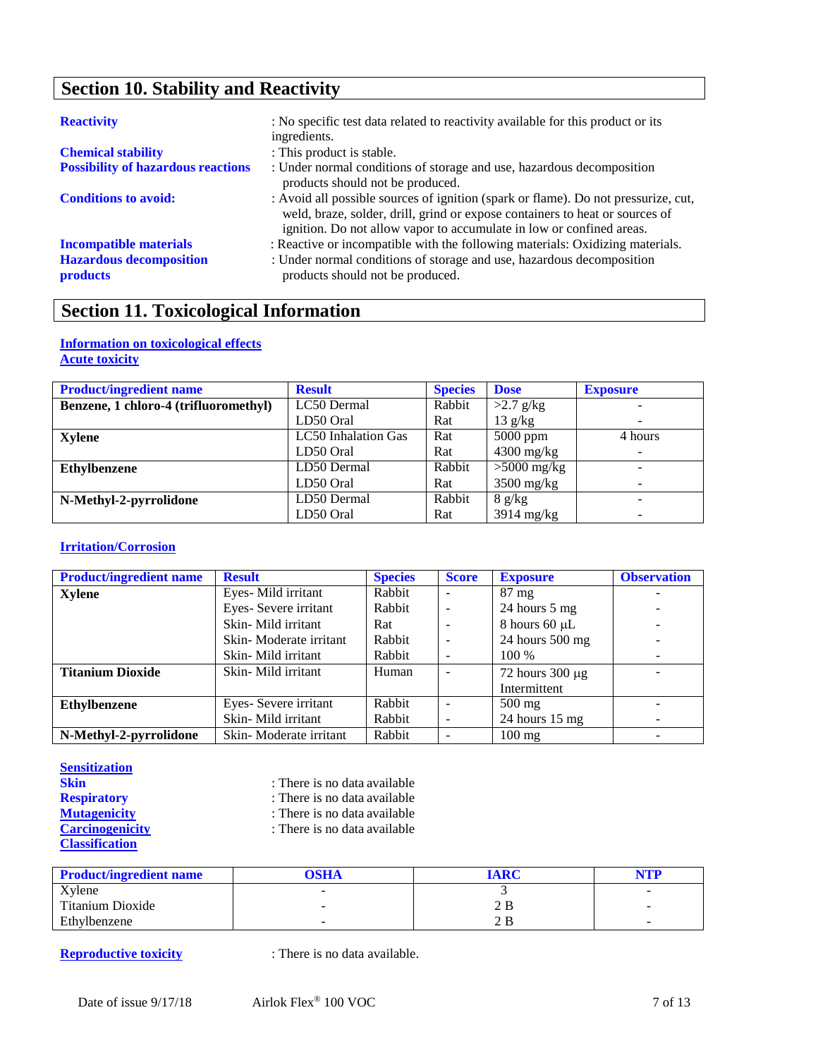## Section 10. Stability and Reactivity

**Reactivity** : No specific test data related to reactivity available for this product or its ingredients.

**Chemical stability** : This product is stable.

**Possibility of hazardous reactions** : Under normal conditions of storage and use, hazardous decomposition products should not be produced.

**Conditions to avoid:** : Avoid all possible sources of ignition (spark or flame). Do not pressurize, cut, weld, braze, solder, drill, grind or expose containers to heat or sources of ignition. Do not allow vapor to accumulate in low or confined areas.

**Incompatible materials** : Reactive or incompatible with the following materials: Oxidizing materials.

**Hazardous decomposition products** : Under normal conditions of storage and use, hazardous decomposition products should not be produced.

## Section 11. Toxicological Information

### Information on toxicological effects

### Acute toxicity

| Product/ingredient name | Result | Species | Dose | Exposure |
|---|---|---|---|---|
| **Benzene, 1 chloro-4 (trifluoromethyl)** | LC50 Dermal | Rabbit | >2.7 g/kg | - |
| | LD50 Oral | Rat | 13 g/kg | - |
| **Xylene** | LC50 Inhalation Gas | Rat | 5000 ppm | 4 hours |
| | LD50 Oral | Rat | 4300 mg/kg | - |
| **Ethylbenzene** | LD50 Dermal | Rabbit | >5000 mg/kg | - |
| | LD50 Oral | Rat | 3500 mg/kg | - |
| **N-Methyl-2-pyrrolidone** | LD50 Dermal | Rabbit | 8 g/kg | - |
| | LD50 Oral | Rat | 3914 mg/kg | - |

### Irritation/Corrosion

| Product/ingredient name | Result | Species | Score | Exposure | Observation |
|---|---|---|---|---|---|
| **Xylene** | Eyes- Mild irritant | Rabbit | - | 87 mg | - |
| | Eyes- Severe irritant | Rabbit | - | 24 hours 5 mg | - |
| | Skin- Mild irritant | Rat | - | 8 hours 60 µL | - |
| | Skin- Moderate irritant | Rabbit | - | 24 hours 500 mg | - |
| | Skin- Mild irritant | Rabbit | - | 100 % | - |
| **Titanium Dioxide** | Skin- Mild irritant | Human | - | 72 hours 300 µg Intermittent | - |
| **Ethylbenzene** | Eyes- Severe irritant | Rabbit | - | 500 mg | - |
| | Skin- Mild irritant | Rabbit | - | 24 hours 15 mg | - |
| **N-Methyl-2-pyrrolidone** | Skin- Moderate irritant | Rabbit | - | 100 mg | - |

### Sensitization

**Skin** : There is no data available

**Respiratory** : There is no data available

**Mutagenicity** : There is no data available

**Carcinogenicity** : There is no data available

### Classification

| Product/ingredient name | OSHA | IARC | NTP |
|---|---|---|---|
| Xylene | - | 3 | - |
| Titanium Dioxide | - | 2 B | - |
| Ethylbenzene | - | 2 B | - |

**Reproductive toxicity** : There is no data available.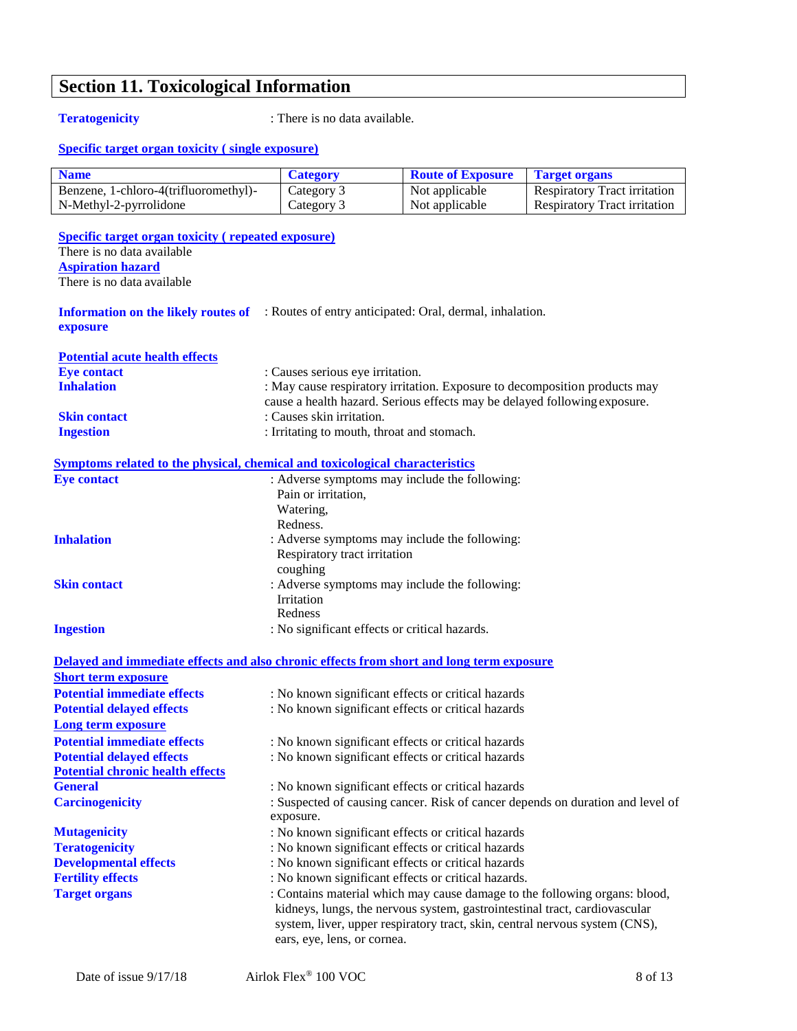## Section 11. Toxicological Information

**Teratogenicity** : There is no data available.

**Specific target organ toxicity ( single exposure)**

| Name | Category | Route of Exposure | Target organs |
|---|---|---|---|
| Benzene, 1-chloro-4(trifluoromethyl)- | Category 3 | Not applicable | Respiratory Tract irritation |
| N-Methyl-2-pyrrolidone | Category 3 | Not applicable | Respiratory Tract irritation |

**Specific target organ toxicity ( repeated exposure)**

There is no data available

**Aspiration hazard**

There is no data available

**Information on the likely routes of exposure** : Routes of entry anticipated: Oral, dermal, inhalation.

**Potential acute health effects**

**Eye contact** : Causes serious eye irritation.

**Inhalation** : May cause respiratory irritation. Exposure to decomposition products may cause a health hazard. Serious effects may be delayed following exposure.

**Skin contact** : Causes skin irritation.

**Ingestion** : Irritating to mouth, throat and stomach.

**Symptoms related to the physical, chemical and toxicological characteristics**

**Eye contact** : Adverse symptoms may include the following:
Pain or irritation,
Watering,
Redness.

**Inhalation** : Adverse symptoms may include the following:
Respiratory tract irritation
coughing

**Skin contact** : Adverse symptoms may include the following:
Irritation
Redness

**Ingestion** : No significant effects or critical hazards.

**Delayed and immediate effects and also chronic effects from short and long term exposure**

**Short term exposure**

**Potential immediate effects** : No known significant effects or critical hazards

**Potential delayed effects** : No known significant effects or critical hazards

**Long term exposure**

**Potential immediate effects** : No known significant effects or critical hazards

**Potential delayed effects** : No known significant effects or critical hazards

**Potential chronic health effects**

**General** : No known significant effects or critical hazards

**Carcinogenicity** : Suspected of causing cancer. Risk of cancer depends on duration and level of exposure.

**Mutagenicity** : No known significant effects or critical hazards

**Teratogenicity** : No known significant effects or critical hazards

**Developmental effects** : No known significant effects or critical hazards

**Fertility effects** : No known significant effects or critical hazards.

**Target organs** : Contains material which may cause damage to the following organs: blood, kidneys, lungs, the nervous system, gastrointestinal tract, cardiovascular system, liver, upper respiratory tract, skin, central nervous system (CNS), ears, eye, lens, or cornea.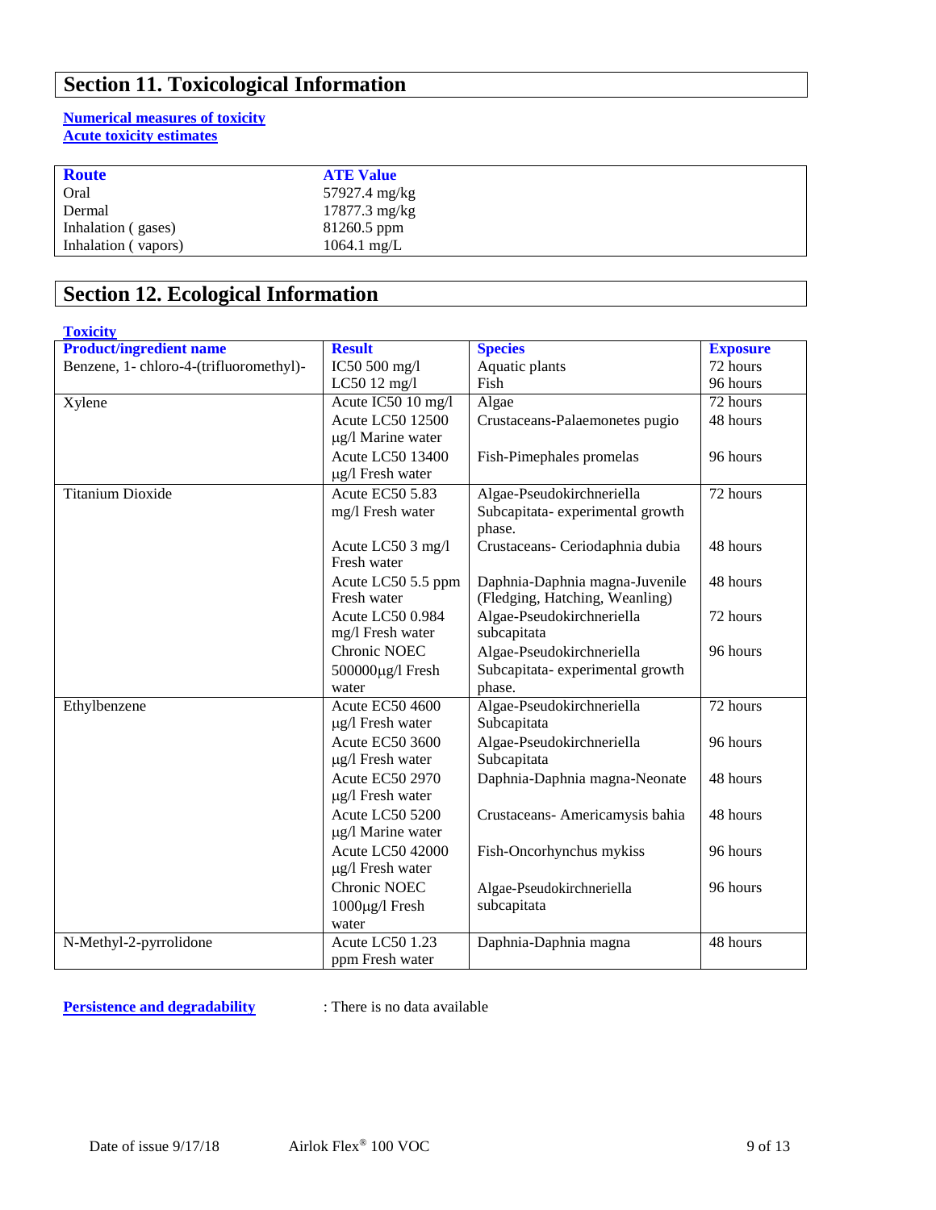## Section 11. Toxicological Information

**Numerical measures of toxicity**
**Acute toxicity estimates**

| Route | ATE Value |
|---|---|
| Oral | 57927.4 mg/kg |
| Dermal | 17877.3 mg/kg |
| Inhalation ( gases) | 81260.5 ppm |
| Inhalation ( vapors) | 1064.1 mg/L |

## Section 12. Ecological Information

**Toxicity**

| Product/ingredient name | Result | Species | Exposure |
|---|---|---|---|
| Benzene, 1- chloro-4-(trifluoromethyl)- | IC50 500 mg/l | Aquatic plants | 72 hours |
| | LC50 12 mg/l | Fish | 96 hours |
| Xylene | Acute IC50 10 mg/l | Algae | 72 hours |
| | Acute LC50 12500 µg/l Marine water | Crustaceans-Palaemonetes pugio | 48 hours |
| | Acute LC50 13400 µg/l Fresh water | Fish-Pimephales promelas | 96 hours |
| Titanium Dioxide | Acute EC50 5.83 mg/l Fresh water | Algae-Pseudokirchneriella Subcapitata- experimental growth phase. | 72 hours |
| | Acute LC50 3 mg/l Fresh water | Crustaceans- Ceriodaphnia dubia | 48 hours |
| | Acute LC50 5.5 ppm Fresh water | Daphnia-Daphnia magna-Juvenile (Fledging, Hatching, Weanling) | 48 hours |
| | Acute LC50 0.984 mg/l Fresh water | Algae-Pseudokirchneriella subcapitata | 72 hours |
| | Chronic NOEC 500000µg/l Fresh water | Algae-Pseudokirchneriella Subcapitata- experimental growth phase. | 96 hours |
| Ethylbenzene | Acute EC50 4600 µg/l Fresh water | Algae-Pseudokirchneriella Subcapitata | 72 hours |
| | Acute EC50 3600 µg/l Fresh water | Algae-Pseudokirchneriella Subcapitata | 96 hours |
| | Acute EC50 2970 µg/l Fresh water | Daphnia-Daphnia magna-Neonate | 48 hours |
| | Acute LC50 5200 µg/l Marine water | Crustaceans- Americamysis bahia | 48 hours |
| | Acute LC50 42000 µg/l Fresh water | Fish-Oncorhynchus mykiss | 96 hours |
| | Chronic NOEC 1000µg/l Fresh water | Algae-Pseudokirchneriella subcapitata | 96 hours |
| N-Methyl-2-pyrrolidone | Acute LC50 1.23 ppm Fresh water | Daphnia-Daphnia magna | 48 hours |

**Persistence and degradability** : There is no data available

Date of issue 9/17/18 Airlok Flex® 100 VOC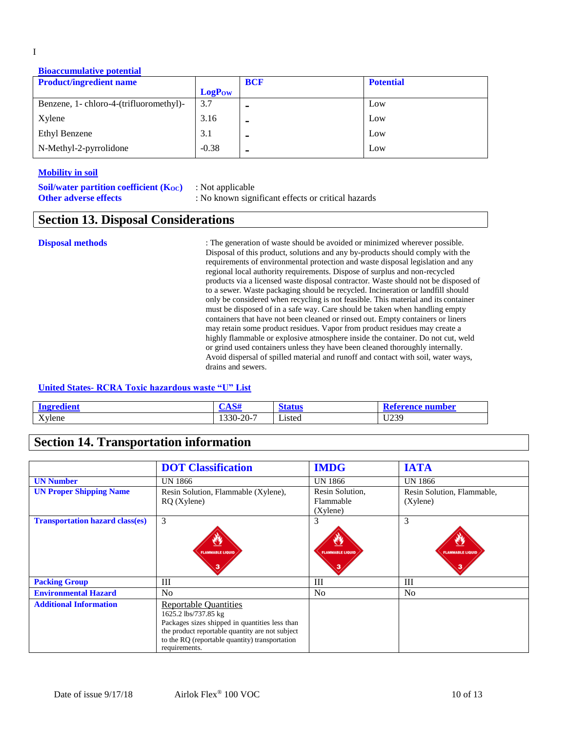I

**Bioaccumulative potential**

| Product/ingredient name | LogPow | BCF | Potential |
|---|---|---|---|
| Benzene, 1- chloro-4-(trifluoromethyl)- | 3.7 | - | Low |
| Xylene | 3.16 | - | Low |
| Ethyl Benzene | 3.1 | - | Low |
| N-Methyl-2-pyrrolidone | -0.38 | - | Low |

**Mobility in soil**

**Soil/water partition coefficient ($K_{OC}$)** : Not applicable

**Other adverse effects** : No known significant effects or critical hazards

## Section 13. Disposal Considerations

**Disposal methods** : The generation of waste should be avoided or minimized wherever possible. Disposal of this product, solutions and any by-products should comply with the requirements of environmental protection and waste disposal legislation and any regional local authority requirements. Dispose of surplus and non-recycled products via a licensed waste disposal contractor. Waste should not be disposed of to a sewer. Waste packaging should be recycled. Incineration or landfill should only be considered when recycling is not feasible. This material and its container must be disposed of in a safe way. Care should be taken when handling empty containers that have not been cleaned or rinsed out. Empty containers or liners may retain some product residues. Vapor from product residues may create a highly flammable or explosive atmosphere inside the container. Do not cut, weld or grind used containers unless they have been cleaned thoroughly internally. Avoid dispersal of spilled material and runoff and contact with soil, water ways, drains and sewers.

**United States- RCRA Toxic hazardous waste "U" List**

| Ingredient | CAS# | Status | Reference number |
|---|---|---|---|
| Xylene | 1330-20-7 | Listed | U239 |

## Section 14. Transportation information

| | DOT Classification | IMDG | IATA |
|---|---|---|---|
| **UN Number** | UN 1866 | UN 1866 | UN 1866 |
| **UN Proper Shipping Name** | Resin Solution, Flammable (Xylene), RQ (Xylene) | Resin Solution, Flammable (Xylene) | Resin Solution, Flammable, (Xylene) |
| **Transportation hazard class(es)** | 3 | 3 | 3 |
| **Packing Group** | III | III | III |
| **Environmental Hazard** | No | No | No |
| **Additional Information** | Reportable Quantities<br>1625.2 lbs/737.85 kg<br>Packages sizes shipped in quantities less than the product reportable quantity are not subject to the RQ (reportable quantity) transportation requirements. | | |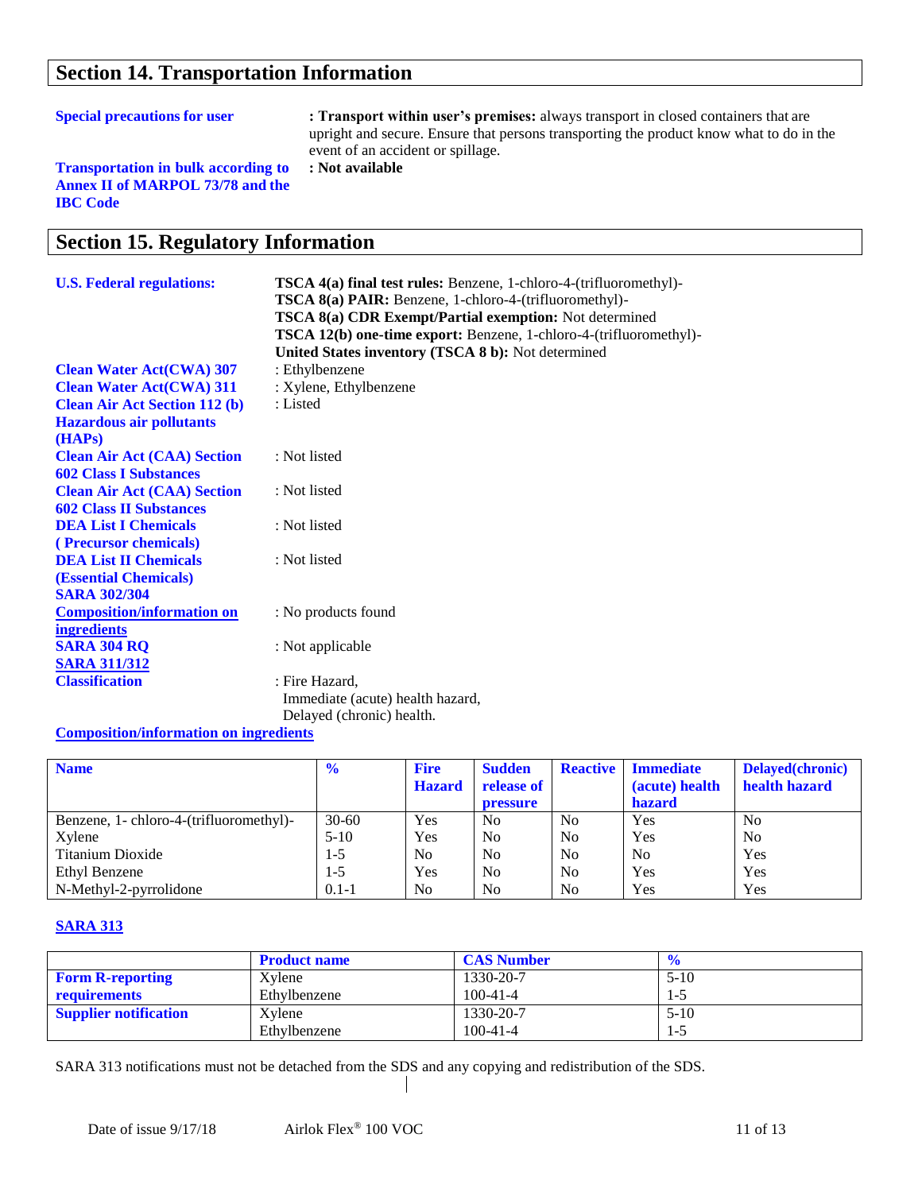## Section 14. Transportation Information

**Special precautions for user** : **Transport within user's premises:** always transport in closed containers that are upright and secure. Ensure that persons transporting the product know what to do in the event of an accident or spillage.

**Transportation in bulk according to Annex II of MARPOL 73/78 and the IBC Code** : **Not available**

## Section 15. Regulatory Information

**U.S. Federal regulations:**

**TSCA 4(a) final test rules:** Benzene, 1-chloro-4-(trifluoromethyl)-
**TSCA 8(a) PAIR:** Benzene, 1-chloro-4-(trifluoromethyl)-
**TSCA 8(a) CDR Exempt/Partial exemption:** Not determined
**TSCA 12(b) one-time export:** Benzene, 1-chloro-4-(trifluoromethyl)-
**United States inventory (TSCA 8 b):** Not determined

**Clean Water Act(CWA) 307** : Ethylbenzene

**Clean Water Act(CWA) 311** : Xylene, Ethylbenzene

**Clean Air Act Section 112 (b) Hazardous air pollutants (HAPs)** : Listed

**Clean Air Act (CAA) Section 602 Class I Substances** : Not listed

**Clean Air Act (CAA) Section 602 Class II Substances** : Not listed

**DEA List I Chemicals ( Precursor chemicals)** : Not listed

**DEA List II Chemicals (Essential Chemicals)** : Not listed

**SARA 302/304**

**Composition/information on ingredients** : No products found

**SARA 304 RQ** : Not applicable

**SARA 311/312**

**Classification** : Fire Hazard, Immediate (acute) health hazard, Delayed (chronic) health.

**Composition/information on ingredients**

| Name | % | Fire Hazard | Sudden release of pressure | Reactive | Immediate (acute) health hazard | Delayed(chronic) health hazard |
|---|---|---|---|---|---|---|
| Benzene, 1- chloro-4-(trifluoromethyl)- | 30-60 | Yes | No | No | Yes | No |
| Xylene | 5-10 | Yes | No | No | Yes | No |
| Titanium Dioxide | 1-5 | No | No | No | No | Yes |
| Ethyl Benzene | 1-5 | Yes | No | No | Yes | Yes |
| N-Methyl-2-pyrrolidone | 0.1-1 | No | No | No | Yes | Yes |

**SARA 313**

| | Product name | CAS Number | % |
|---|---|---|---|
| **Form R-reporting requirements** | Xylene | 1330-20-7 | 5-10 |
| | Ethylbenzene | 100-41-4 | 1-5 |
| **Supplier notification** | Xylene | 1330-20-7 | 5-10 |
| | Ethylbenzene | 100-41-4 | 1-5 |

SARA 313 notifications must not be detached from the SDS and any copying and redistribution of the SDS.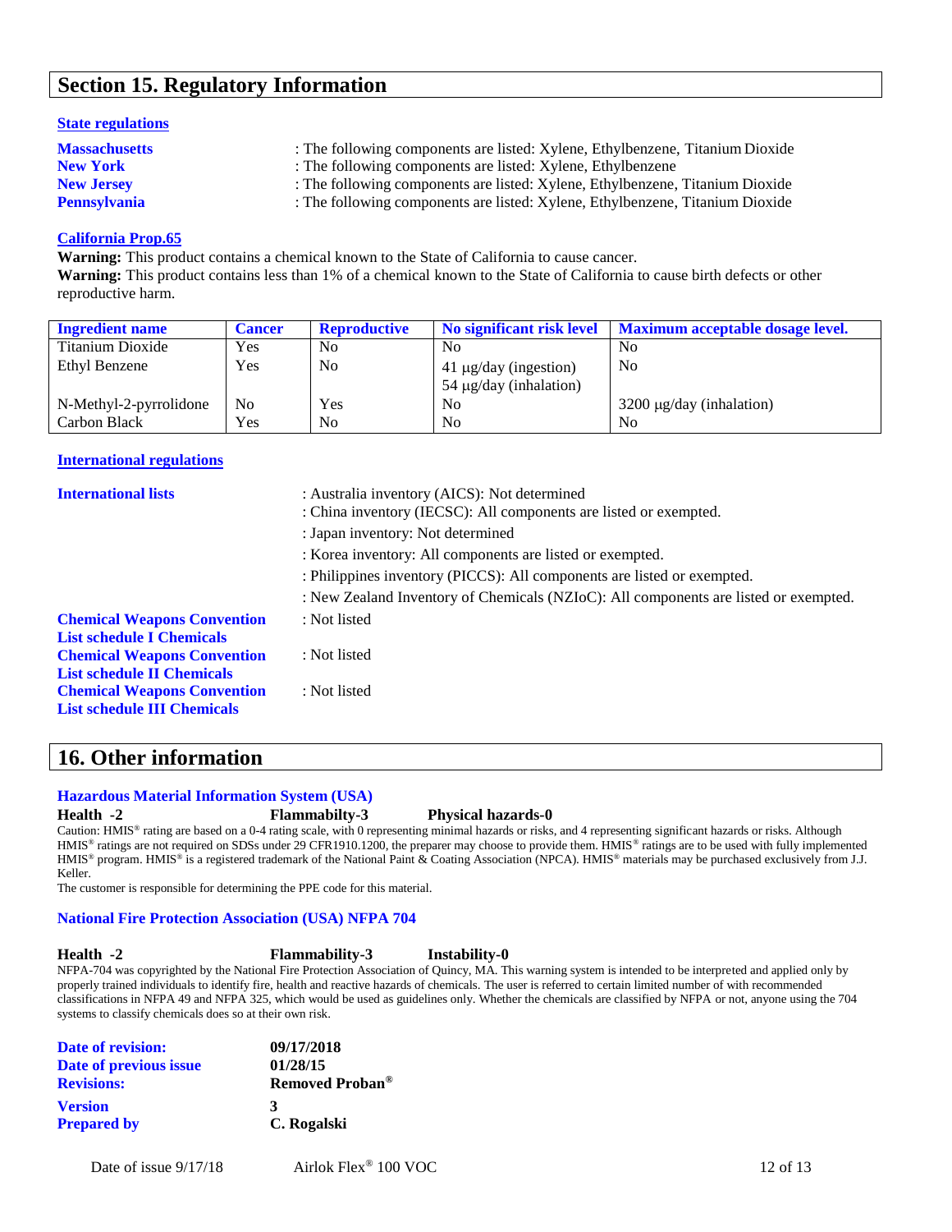## Section 15. Regulatory Information

**State regulations**

**Massachusetts** : The following components are listed: Xylene, Ethylbenzene, Titanium Dioxide
**New York** : The following components are listed: Xylene, Ethylbenzene
**New Jersey** : The following components are listed: Xylene, Ethylbenzene, Titanium Dioxide
**Pennsylvania** : The following components are listed: Xylene, Ethylbenzene, Titanium Dioxide

**California Prop.65**

**Warning:** This product contains a chemical known to the State of California to cause cancer.
**Warning:** This product contains less than 1% of a chemical known to the State of California to cause birth defects or other reproductive harm.

| Ingredient name | Cancer | Reproductive | No significant risk level | Maximum acceptable dosage level. |
|---|---|---|---|---|
| Titanium Dioxide | Yes | No | No | No |
| Ethyl Benzene | Yes | No | 41 µg/day (ingestion)<br>54 µg/day (inhalation) | No |
| N-Methyl-2-pyrrolidone | No | Yes | No | 3200 µg/day (inhalation) |
| Carbon Black | Yes | No | No | No |

**International regulations**

**International lists**
: Australia inventory (AICS): Not determined
: China inventory (IECSC): All components are listed or exempted.
: Japan inventory: Not determined
: Korea inventory: All components are listed or exempted.
: Philippines inventory (PICCS): All components are listed or exempted.
: New Zealand Inventory of Chemicals (NZIoC): All components are listed or exempted.

**Chemical Weapons Convention List schedule I Chemicals** : Not listed
**Chemical Weapons Convention List schedule II Chemicals** : Not listed
**Chemical Weapons Convention List schedule III Chemicals** : Not listed

## 16. Other information

**Hazardous Material Information System (USA)**

**Health -2** **Flammabilty-3** **Physical hazards-0**

Caution: HMIS® rating are based on a 0-4 rating scale, with 0 representing minimal hazards or risks, and 4 representing significant hazards or risks. Although HMIS® ratings are not required on SDSs under 29 CFR1910.1200, the preparer may choose to provide them. HMIS® ratings are to be used with fully implemented HMIS® program. HMIS® is a registered trademark of the National Paint & Coating Association (NPCA). HMIS® materials may be purchased exclusively from J.J. Keller.

The customer is responsible for determining the PPE code for this material.

**National Fire Protection Association (USA) NFPA 704**

**Health -2** **Flammability-3** **Instability-0**

NFPA-704 was copyrighted by the National Fire Protection Association of Quincy, MA. This warning system is intended to be interpreted and applied only by properly trained individuals to identify fire, health and reactive hazards of chemicals. The user is referred to certain limited number of with recommended classifications in NFPA 49 and NFPA 325, which would be used as guidelines only. Whether the chemicals are classified by NFPA or not, anyone using the 704 systems to classify chemicals does so at their own risk.

**Date of revision:** **09/17/2018**
**Date of previous issue** **01/28/15**
**Revisions:** **Removed Proban®**
**Version** **3**
**Prepared by** **C. Rogalski**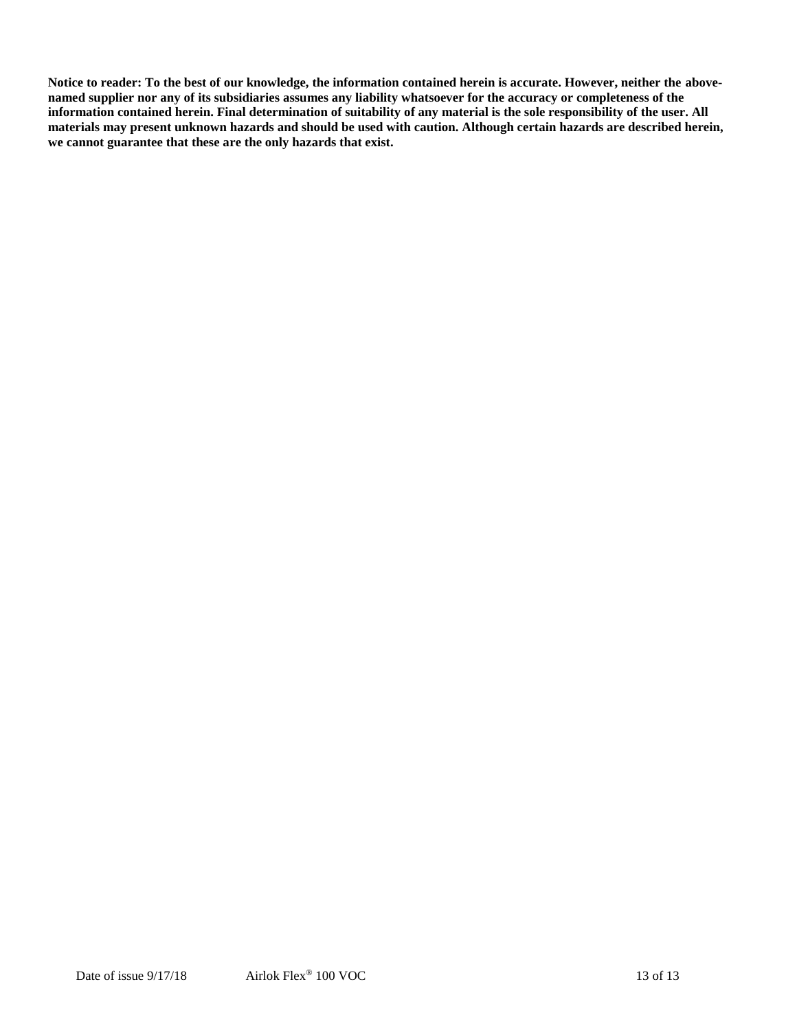**Notice to reader: To the best of our knowledge, the information contained herein is accurate. However, neither the above-named supplier nor any of its subsidiaries assumes any liability whatsoever for the accuracy or completeness of the information contained herein. Final determination of suitability of any material is the sole responsibility of the user. All materials may present unknown hazards and should be used with caution. Although certain hazards are described herein, we cannot guarantee that these are the only hazards that exist.**